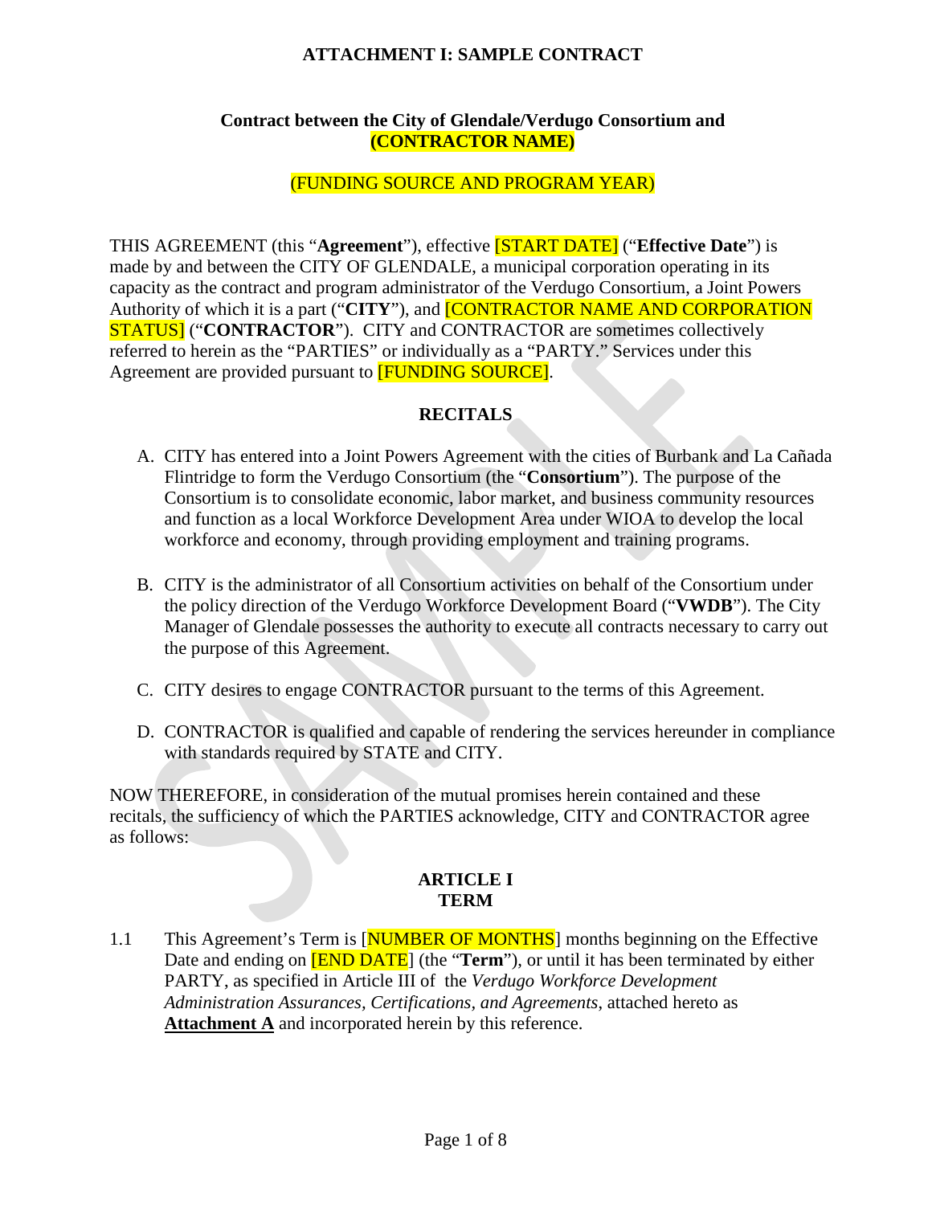# ATTACHMENT I: SAMPLE CONTRACT

**Contract between the City of Glendale/Verdugo Consortium and (CONTRACTOR NAME)**

(FUNDING SOURCE AND PROGRAM YEAR)

THIS AGREEMENT (this "**Agreement**"), effective [START DATE] ("**Effective Date**") is made by and between the CITY OF GLENDALE, a municipal corporation operating in its capacity as the contract and program administrator of the Verdugo Consortium, a Joint Powers Authority of which it is a part ("**CITY**"), and [CONTRACTOR NAME AND CORPORATION STATUS] ("**CONTRACTOR**"). CITY and CONTRACTOR are sometimes collectively referred to herein as the "PARTIES" or individually as a "PARTY." Services under this Agreement are provided pursuant to [FUNDING SOURCE].

## RECITALS

A. CITY has entered into a Joint Powers Agreement with the cities of Burbank and La Cañada Flintridge to form the Verdugo Consortium (the "**Consortium**"). The purpose of the Consortium is to consolidate economic, labor market, and business community resources and function as a local Workforce Development Area under WIOA to develop the local workforce and economy, through providing employment and training programs.

B. CITY is the administrator of all Consortium activities on behalf of the Consortium under the policy direction of the Verdugo Workforce Development Board ("**VWDB**"). The City Manager of Glendale possesses the authority to execute all contracts necessary to carry out the purpose of this Agreement.

C. CITY desires to engage CONTRACTOR pursuant to the terms of this Agreement.

D. CONTRACTOR is qualified and capable of rendering the services hereunder in compliance with standards required by STATE and CITY.

NOW THEREFORE, in consideration of the mutual promises herein contained and these recitals, the sufficiency of which the PARTIES acknowledge, CITY and CONTRACTOR agree as follows:

## ARTICLE I
## TERM

1.1 This Agreement's Term is [NUMBER OF MONTHS] months beginning on the Effective Date and ending on [END DATE] (the "**Term**"), or until it has been terminated by either PARTY, as specified in Article III of the *Verdugo Workforce Development Administration Assurances, Certifications, and Agreements*, attached hereto as **Attachment A** and incorporated herein by this reference.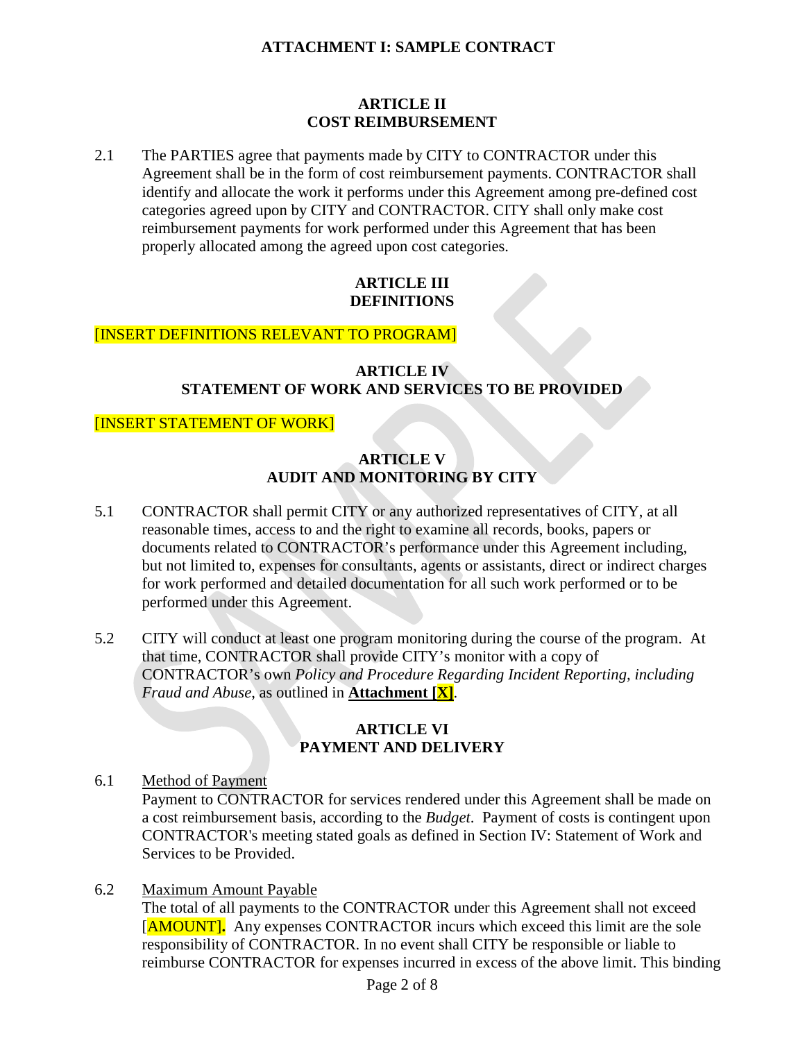ATTACHMENT I: SAMPLE CONTRACT

## ARTICLE II
## COST REIMBURSEMENT

2.1 The PARTIES agree that payments made by CITY to CONTRACTOR under this Agreement shall be in the form of cost reimbursement payments. CONTRACTOR shall identify and allocate the work it performs under this Agreement among pre-defined cost categories agreed upon by CITY and CONTRACTOR. CITY shall only make cost reimbursement payments for work performed under this Agreement that has been properly allocated among the agreed upon cost categories.

## ARTICLE III
## DEFINITIONS

[INSERT DEFINITIONS RELEVANT TO PROGRAM]

## ARTICLE IV
## STATEMENT OF WORK AND SERVICES TO BE PROVIDED

[INSERT STATEMENT OF WORK]

## ARTICLE V
## AUDIT AND MONITORING BY CITY

5.1 CONTRACTOR shall permit CITY or any authorized representatives of CITY, at all reasonable times, access to and the right to examine all records, books, papers or documents related to CONTRACTOR's performance under this Agreement including, but not limited to, expenses for consultants, agents or assistants, direct or indirect charges for work performed and detailed documentation for all such work performed or to be performed under this Agreement.

5.2 CITY will conduct at least one program monitoring during the course of the program. At that time, CONTRACTOR shall provide CITY's monitor with a copy of CONTRACTOR's own *Policy and Procedure Regarding Incident Reporting, including Fraud and Abuse,* as outlined in **Attachment [X]**.

## ARTICLE VI
## PAYMENT AND DELIVERY

6.1 Method of Payment
Payment to CONTRACTOR for services rendered under this Agreement shall be made on a cost reimbursement basis, according to the *Budget*. Payment of costs is contingent upon CONTRACTOR's meeting stated goals as defined in Section IV: Statement of Work and Services to be Provided.

6.2 Maximum Amount Payable
The total of all payments to the CONTRACTOR under this Agreement shall not exceed [AMOUNT]**.** Any expenses CONTRACTOR incurs which exceed this limit are the sole responsibility of CONTRACTOR. In no event shall CITY be responsible or liable to reimburse CONTRACTOR for expenses incurred in excess of the above limit. This binding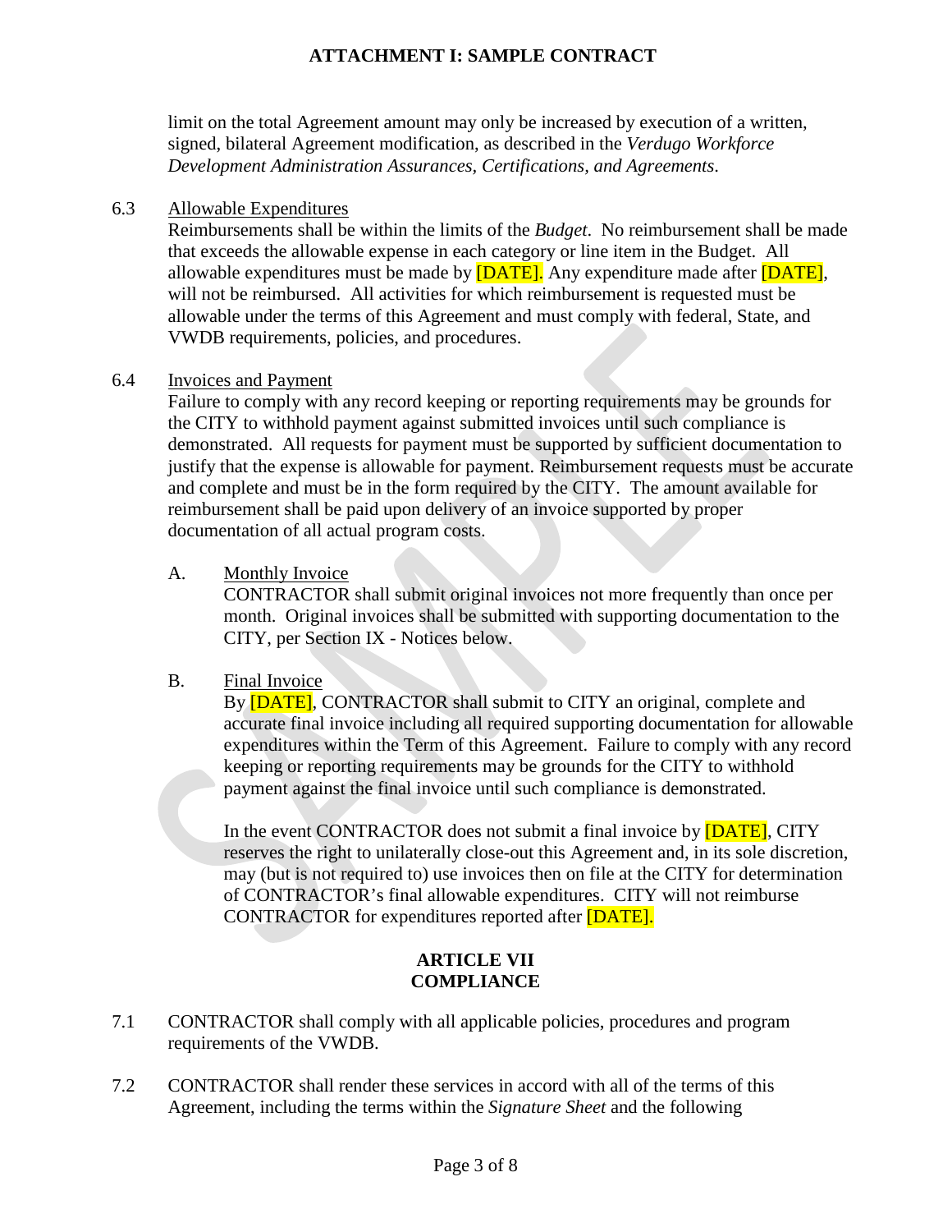limit on the total Agreement amount may only be increased by execution of a written, signed, bilateral Agreement modification, as described in the *Verdugo Workforce Development Administration Assurances, Certifications, and Agreements.*

6.3 Allowable Expenditures

Reimbursements shall be within the limits of the *Budget*. No reimbursement shall be made that exceeds the allowable expense in each category or line item in the Budget. All allowable expenditures must be made by [DATE]. Any expenditure made after [DATE], will not be reimbursed. All activities for which reimbursement is requested must be allowable under the terms of this Agreement and must comply with federal, State, and VWDB requirements, policies, and procedures.

6.4 Invoices and Payment

Failure to comply with any record keeping or reporting requirements may be grounds for the CITY to withhold payment against submitted invoices until such compliance is demonstrated. All requests for payment must be supported by sufficient documentation to justify that the expense is allowable for payment. Reimbursement requests must be accurate and complete and must be in the form required by the CITY. The amount available for reimbursement shall be paid upon delivery of an invoice supported by proper documentation of all actual program costs.

A. Monthly Invoice

CONTRACTOR shall submit original invoices not more frequently than once per month. Original invoices shall be submitted with supporting documentation to the CITY, per Section IX - Notices below.

B. Final Invoice

By [DATE], CONTRACTOR shall submit to CITY an original, complete and accurate final invoice including all required supporting documentation for allowable expenditures within the Term of this Agreement. Failure to comply with any record keeping or reporting requirements may be grounds for the CITY to withhold payment against the final invoice until such compliance is demonstrated.

In the event CONTRACTOR does not submit a final invoice by [DATE], CITY reserves the right to unilaterally close-out this Agreement and, in its sole discretion, may (but is not required to) use invoices then on file at the CITY for determination of CONTRACTOR's final allowable expenditures. CITY will not reimburse CONTRACTOR for expenditures reported after [DATE].

## ARTICLE VII
## COMPLIANCE

7.1 CONTRACTOR shall comply with all applicable policies, procedures and program requirements of the VWDB.

7.2 CONTRACTOR shall render these services in accord with all of the terms of this Agreement, including the terms within the *Signature Sheet* and the following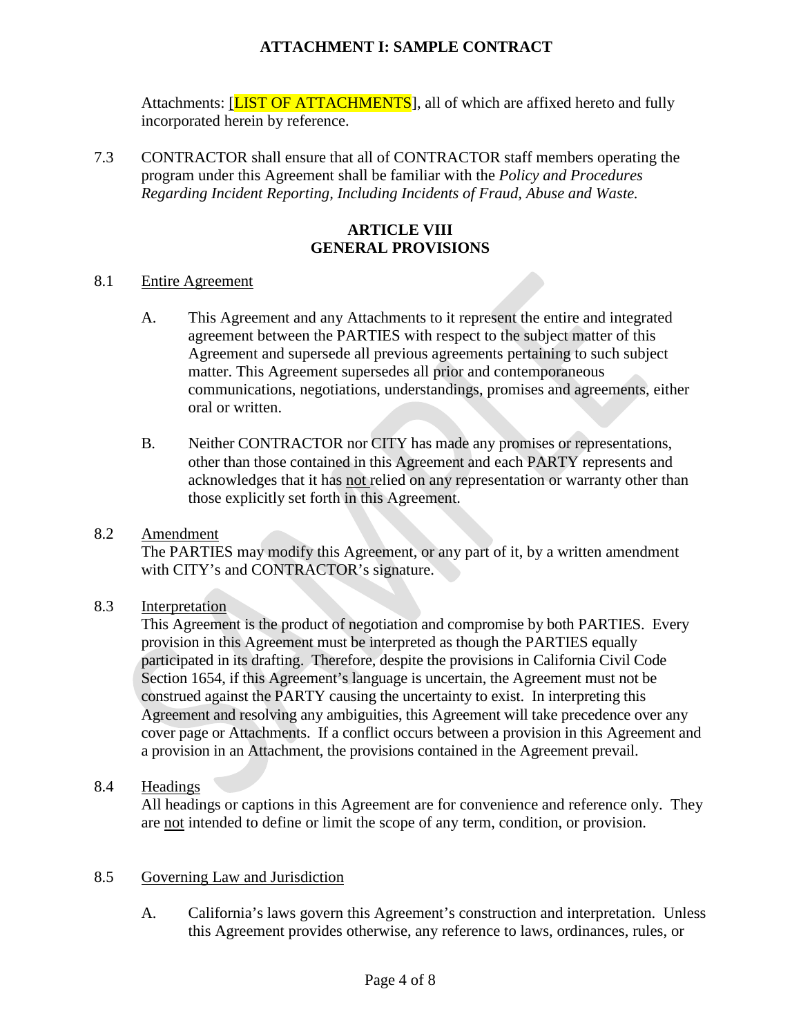Attachments: [LIST OF ATTACHMENTS], all of which are affixed hereto and fully incorporated herein by reference.

7.3 CONTRACTOR shall ensure that all of CONTRACTOR staff members operating the program under this Agreement shall be familiar with the *Policy and Procedures Regarding Incident Reporting, Including Incidents of Fraud, Abuse and Waste.*

## ARTICLE VIII
## GENERAL PROVISIONS

8.1 Entire Agreement

A. This Agreement and any Attachments to it represent the entire and integrated agreement between the PARTIES with respect to the subject matter of this Agreement and supersede all previous agreements pertaining to such subject matter. This Agreement supersedes all prior and contemporaneous communications, negotiations, understandings, promises and agreements, either oral or written.

B. Neither CONTRACTOR nor CITY has made any promises or representations, other than those contained in this Agreement and each PARTY represents and acknowledges that it has not relied on any representation or warranty other than those explicitly set forth in this Agreement.

8.2 Amendment

The PARTIES may modify this Agreement, or any part of it, by a written amendment with CITY's and CONTRACTOR's signature.

8.3 Interpretation

This Agreement is the product of negotiation and compromise by both PARTIES. Every provision in this Agreement must be interpreted as though the PARTIES equally participated in its drafting. Therefore, despite the provisions in California Civil Code Section 1654, if this Agreement's language is uncertain, the Agreement must not be construed against the PARTY causing the uncertainty to exist. In interpreting this Agreement and resolving any ambiguities, this Agreement will take precedence over any cover page or Attachments. If a conflict occurs between a provision in this Agreement and a provision in an Attachment, the provisions contained in the Agreement prevail.

8.4 Headings

All headings or captions in this Agreement are for convenience and reference only. They are not intended to define or limit the scope of any term, condition, or provision.

8.5 Governing Law and Jurisdiction

A. California's laws govern this Agreement's construction and interpretation. Unless this Agreement provides otherwise, any reference to laws, ordinances, rules, or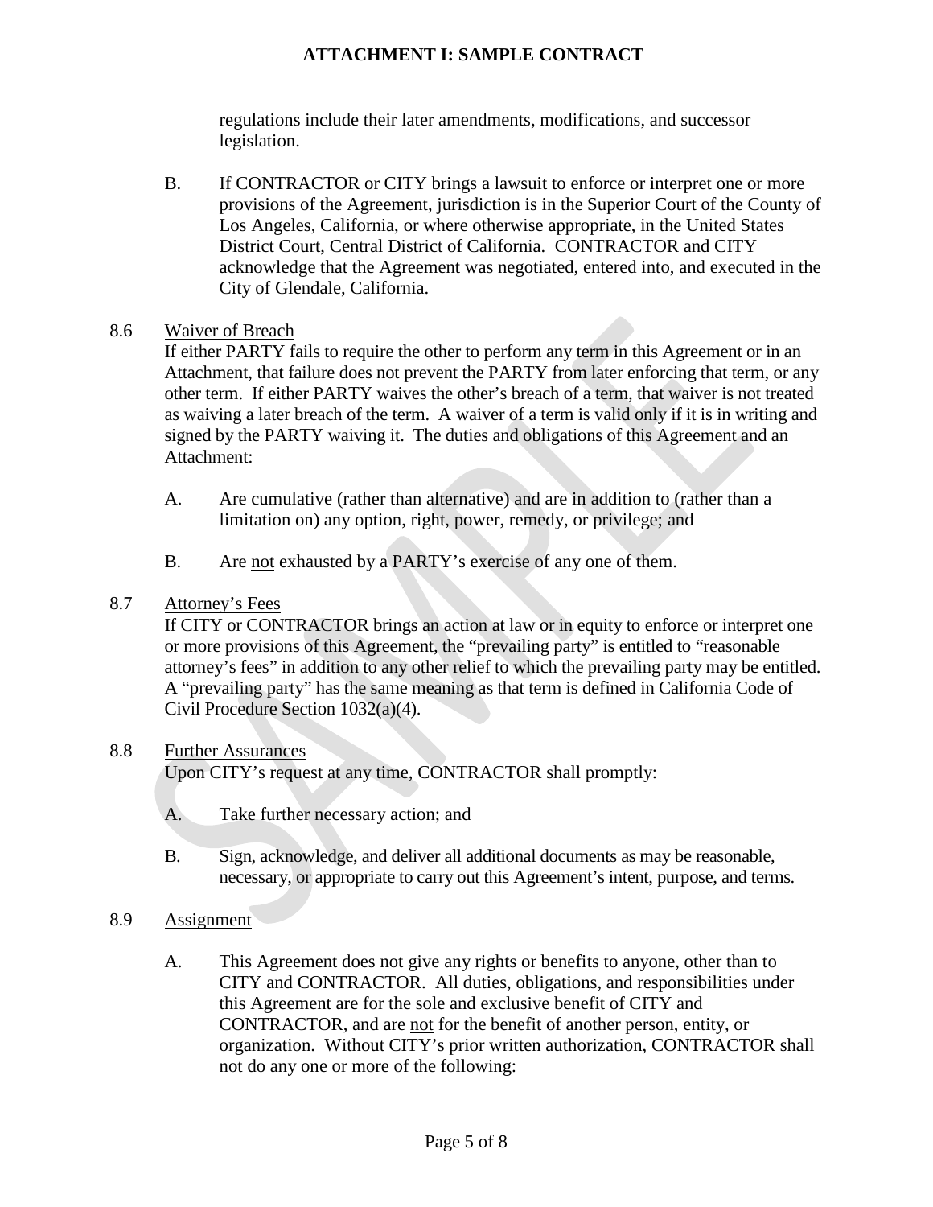regulations include their later amendments, modifications, and successor legislation.

B. If CONTRACTOR or CITY brings a lawsuit to enforce or interpret one or more provisions of the Agreement, jurisdiction is in the Superior Court of the County of Los Angeles, California, or where otherwise appropriate, in the United States District Court, Central District of California. CONTRACTOR and CITY acknowledge that the Agreement was negotiated, entered into, and executed in the City of Glendale, California.

8.6 <u>Waiver of Breach</u>

If either PARTY fails to require the other to perform any term in this Agreement or in an Attachment, that failure does <u>not</u> prevent the PARTY from later enforcing that term, or any other term. If either PARTY waives the other's breach of a term, that waiver is <u>not</u> treated as waiving a later breach of the term. A waiver of a term is valid only if it is in writing and signed by the PARTY waiving it. The duties and obligations of this Agreement and an Attachment:

A. Are cumulative (rather than alternative) and are in addition to (rather than a limitation on) any option, right, power, remedy, or privilege; and

B. Are <u>not</u> exhausted by a PARTY's exercise of any one of them.

8.7 <u>Attorney's Fees</u>

If CITY or CONTRACTOR brings an action at law or in equity to enforce or interpret one or more provisions of this Agreement, the "prevailing party" is entitled to "reasonable attorney's fees" in addition to any other relief to which the prevailing party may be entitled. A "prevailing party" has the same meaning as that term is defined in California Code of Civil Procedure Section 1032(a)(4).

8.8 <u>Further Assurances</u>

Upon CITY's request at any time, CONTRACTOR shall promptly:

A. Take further necessary action; and

B. Sign, acknowledge, and deliver all additional documents as may be reasonable, necessary, or appropriate to carry out this Agreement's intent, purpose, and terms.

8.9 <u>Assignment</u>

A. This Agreement does <u>not</u> give any rights or benefits to anyone, other than to CITY and CONTRACTOR. All duties, obligations, and responsibilities under this Agreement are for the sole and exclusive benefit of CITY and CONTRACTOR, and are <u>not</u> for the benefit of another person, entity, or organization. Without CITY's prior written authorization, CONTRACTOR shall not do any one or more of the following: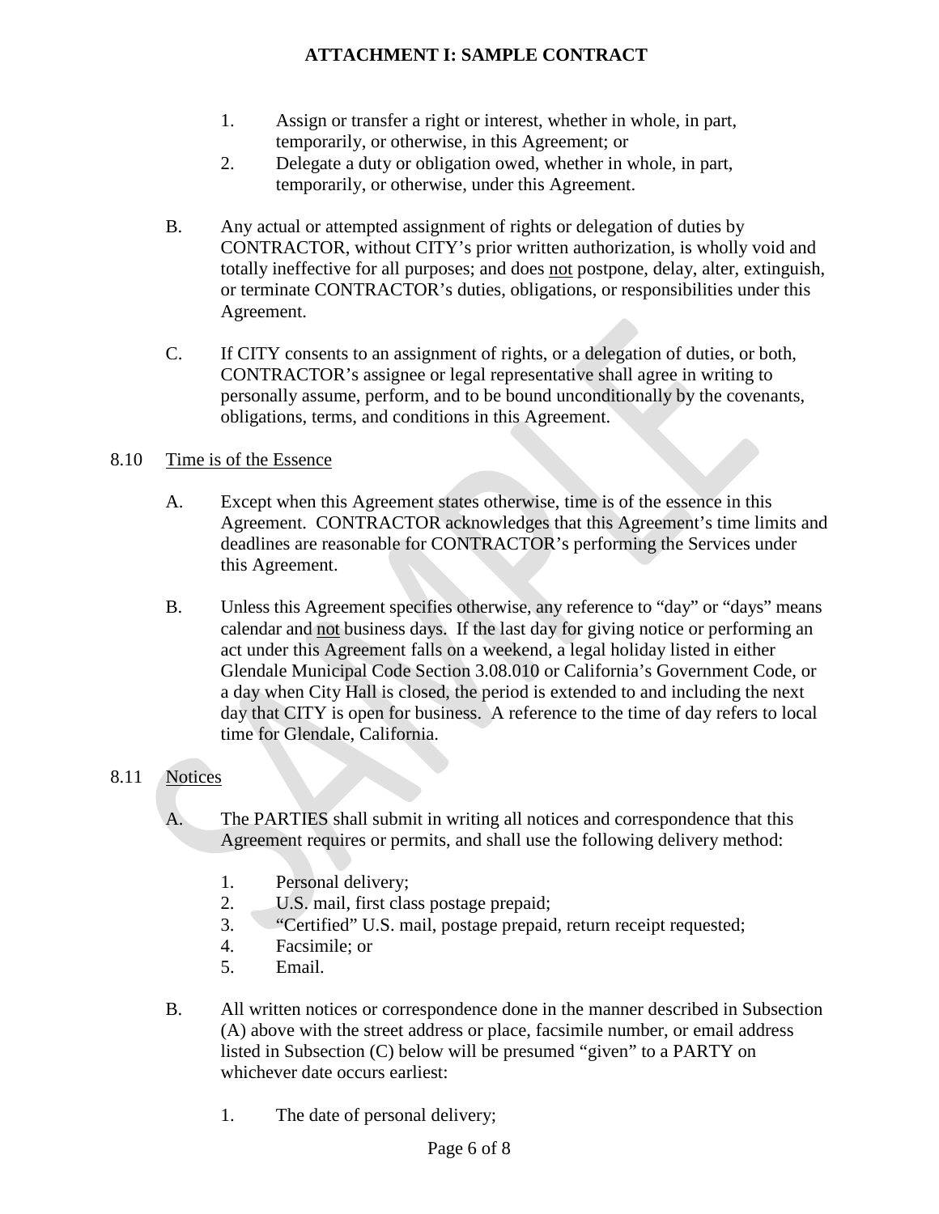1. Assign or transfer a right or interest, whether in whole, in part, temporarily, or otherwise, in this Agreement; or
2. Delegate a duty or obligation owed, whether in whole, in part, temporarily, or otherwise, under this Agreement.

B. Any actual or attempted assignment of rights or delegation of duties by CONTRACTOR, without CITY's prior written authorization, is wholly void and totally ineffective for all purposes; and does <u>not</u> postpone, delay, alter, extinguish, or terminate CONTRACTOR's duties, obligations, or responsibilities under this Agreement.

C. If CITY consents to an assignment of rights, or a delegation of duties, or both, CONTRACTOR's assignee or legal representative shall agree in writing to personally assume, perform, and to be bound unconditionally by the covenants, obligations, terms, and conditions in this Agreement.

8.10 <u>Time is of the Essence</u>

A. Except when this Agreement states otherwise, time is of the essence in this Agreement. CONTRACTOR acknowledges that this Agreement's time limits and deadlines are reasonable for CONTRACTOR's performing the Services under this Agreement.

B. Unless this Agreement specifies otherwise, any reference to "day" or "days" means calendar and <u>not</u> business days. If the last day for giving notice or performing an act under this Agreement falls on a weekend, a legal holiday listed in either Glendale Municipal Code Section 3.08.010 or California's Government Code, or a day when City Hall is closed, the period is extended to and including the next day that CITY is open for business. A reference to the time of day refers to local time for Glendale, California.

8.11 <u>Notices</u>

A. The PARTIES shall submit in writing all notices and correspondence that this Agreement requires or permits, and shall use the following delivery method:

1. Personal delivery;
2. U.S. mail, first class postage prepaid;
3. "Certified" U.S. mail, postage prepaid, return receipt requested;
4. Facsimile; or
5. Email.

B. All written notices or correspondence done in the manner described in Subsection (A) above with the street address or place, facsimile number, or email address listed in Subsection (C) below will be presumed "given" to a PARTY on whichever date occurs earliest:

1. The date of personal delivery;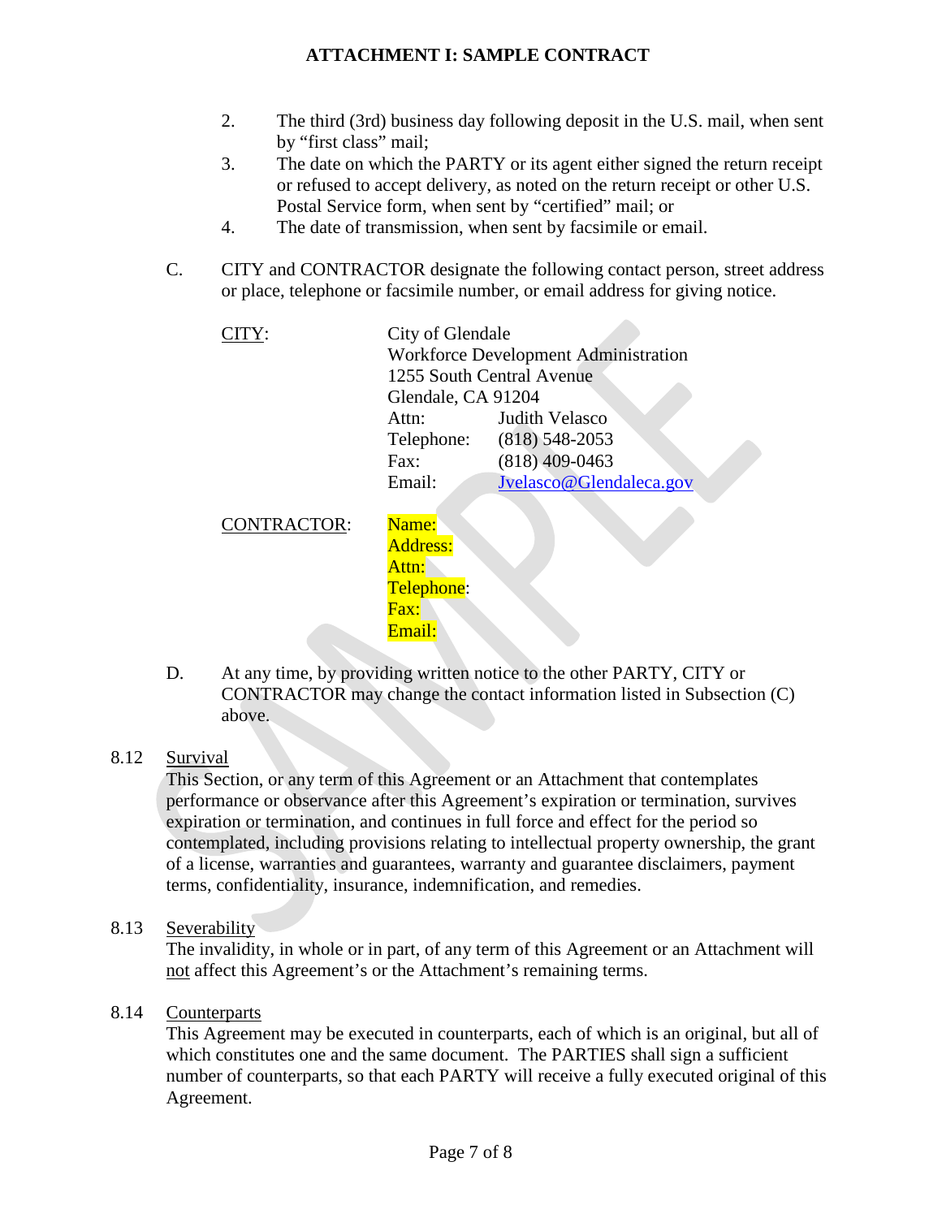2. The third (3rd) business day following deposit in the U.S. mail, when sent by "first class" mail;
3. The date on which the PARTY or its agent either signed the return receipt or refused to accept delivery, as noted on the return receipt or other U.S. Postal Service form, when sent by "certified" mail; or
4. The date of transmission, when sent by facsimile or email.

C. CITY and CONTRACTOR designate the following contact person, street address or place, telephone or facsimile number, or email address for giving notice.

CITY:

City of Glendale
Workforce Development Administration
1255 South Central Avenue
Glendale, CA 91204
Attn: Judith Velasco
Telephone: (818) 548-2053
Fax: (818) 409-0463
Email: Jvelasco@Glendaleca.gov

CONTRACTOR:

Name:
Address:
Attn:
Telephone:
Fax:
Email:

D. At any time, by providing written notice to the other PARTY, CITY or CONTRACTOR may change the contact information listed in Subsection (C) above.

8.12 Survival

This Section, or any term of this Agreement or an Attachment that contemplates performance or observance after this Agreement's expiration or termination, survives expiration or termination, and continues in full force and effect for the period so contemplated, including provisions relating to intellectual property ownership, the grant of a license, warranties and guarantees, warranty and guarantee disclaimers, payment terms, confidentiality, insurance, indemnification, and remedies.

8.13 Severability

The invalidity, in whole or in part, of any term of this Agreement or an Attachment will not affect this Agreement's or the Attachment's remaining terms.

8.14 Counterparts

This Agreement may be executed in counterparts, each of which is an original, but all of which constitutes one and the same document. The PARTIES shall sign a sufficient number of counterparts, so that each PARTY will receive a fully executed original of this Agreement.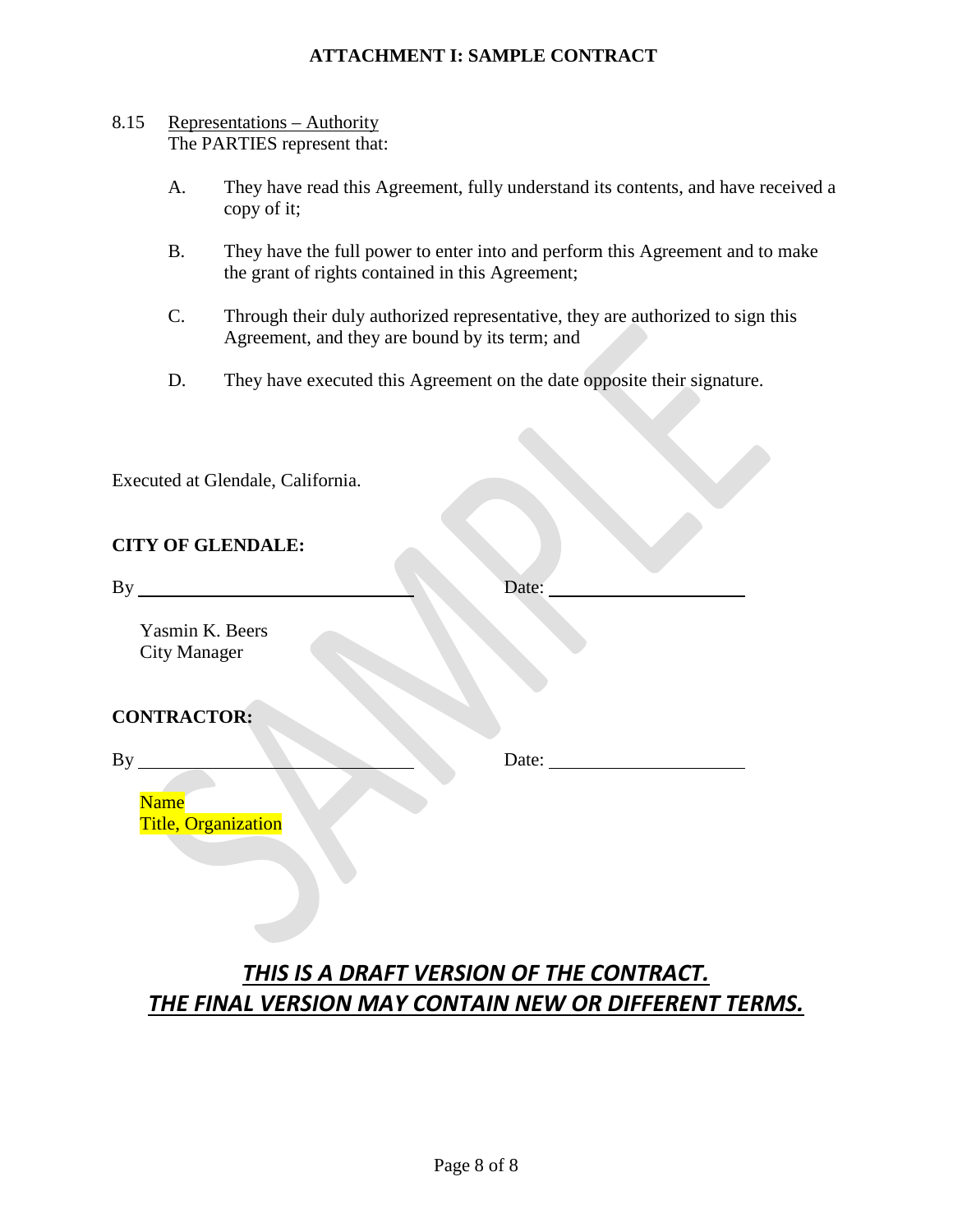8.15 Representations – Authority

The PARTIES represent that:

A. They have read this Agreement, fully understand its contents, and have received a copy of it;

B. They have the full power to enter into and perform this Agreement and to make the grant of rights contained in this Agreement;

C. Through their duly authorized representative, they are authorized to sign this Agreement, and they are bound by its term; and

D. They have executed this Agreement on the date opposite their signature.

Executed at Glendale, California.

**CITY OF GLENDALE:**

By ______________________________ Date: ____________________

Yasmin K. Beers
City Manager

**CONTRACTOR:**

By ______________________________ Date: ____________________

Name
Title, Organization

***THIS IS A DRAFT VERSION OF THE CONTRACT.***
***THE FINAL VERSION MAY CONTAIN NEW OR DIFFERENT TERMS.***